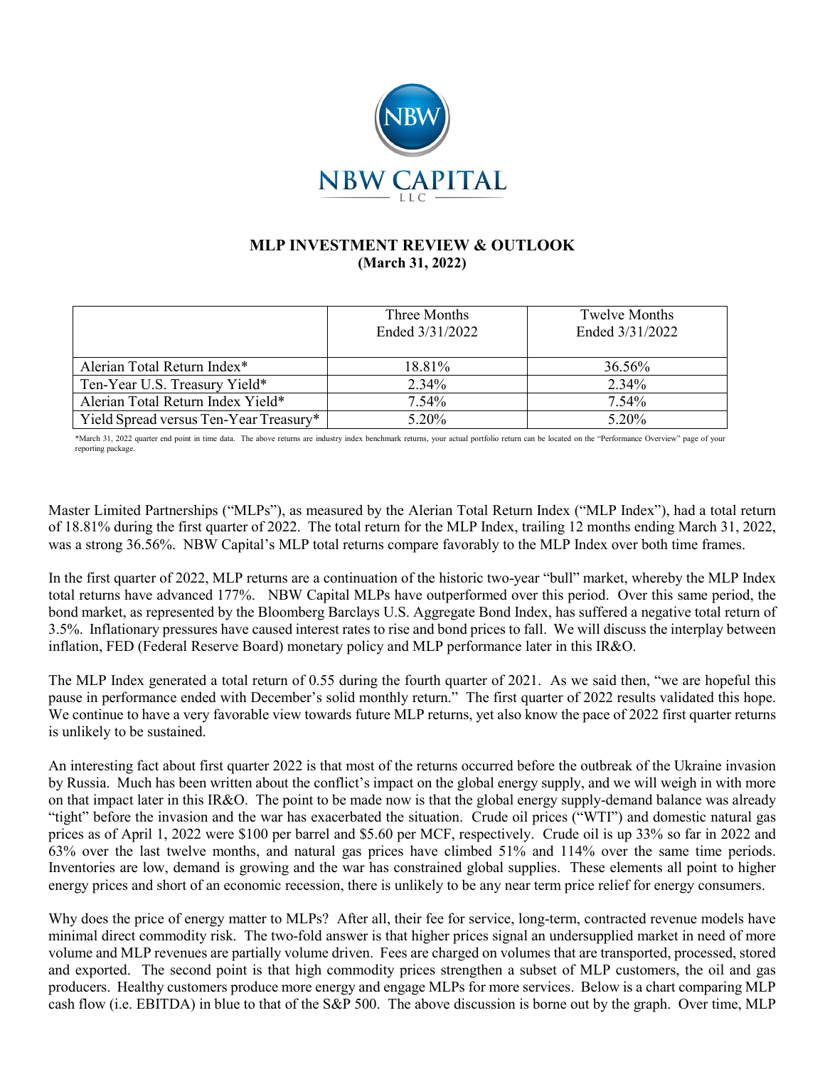NBW CAPITAL

LLC

# MLP INVESTMENT REVIEW & OUTLOOK

**(March 31, 2022)**

| | Three Months Ended 3/31/2022 | Twelve Months Ended 3/31/2022 |
|---|---|---|
| Alerian Total Return Index* | 18.81% | 36.56% |
| Ten-Year U.S. Treasury Yield* | 2.34% | 2.34% |
| Alerian Total Return Index Yield* | 7.54% | 7.54% |
| Yield Spread versus Ten-Year Treasury* | 5.20% | 5.20% |

*March 31, 2022 quarter end point in time data. The above returns are industry index benchmark returns, your actual portfolio return can be located on the "Performance Overview" page of your reporting package.

Master Limited Partnerships ("MLPs"), as measured by the Alerian Total Return Index ("MLP Index"), had a total return of 18.81% during the first quarter of 2022. The total return for the MLP Index, trailing 12 months ending March 31, 2022, was a strong 36.56%. NBW Capital's MLP total returns compare favorably to the MLP Index over both time frames.

In the first quarter of 2022, MLP returns are a continuation of the historic two-year "bull" market, whereby the MLP Index total returns have advanced 177%. NBW Capital MLPs have outperformed over this period. Over this same period, the bond market, as represented by the Bloomberg Barclays U.S. Aggregate Bond Index, has suffered a negative total return of 3.5%. Inflationary pressures have caused interest rates to rise and bond prices to fall. We will discuss the interplay between inflation, FED (Federal Reserve Board) monetary policy and MLP performance later in this IR&O.

The MLP Index generated a total return of 0.55 during the fourth quarter of 2021. As we said then, "we are hopeful this pause in performance ended with December's solid monthly return." The first quarter of 2022 results validated this hope. We continue to have a very favorable view towards future MLP returns, yet also know the pace of 2022 first quarter returns is unlikely to be sustained.

An interesting fact about first quarter 2022 is that most of the returns occurred before the outbreak of the Ukraine invasion by Russia. Much has been written about the conflict's impact on the global energy supply, and we will weigh in with more on that impact later in this IR&O. The point to be made now is that the global energy supply-demand balance was already "tight" before the invasion and the war has exacerbated the situation. Crude oil prices ("WTI") and domestic natural gas prices as of April 1, 2022 were $100 per barrel and $5.60 per MCF, respectively. Crude oil is up 33% so far in 2022 and 63% over the last twelve months, and natural gas prices have climbed 51% and 114% over the same time periods. Inventories are low, demand is growing and the war has constrained global supplies. These elements all point to higher energy prices and short of an economic recession, there is unlikely to be any near term price relief for energy consumers.

Why does the price of energy matter to MLPs? After all, their fee for service, long-term, contracted revenue models have minimal direct commodity risk. The two-fold answer is that higher prices signal an undersupplied market in need of more volume and MLP revenues are partially volume driven. Fees are charged on volumes that are transported, processed, stored and exported. The second point is that high commodity prices strengthen a subset of MLP customers, the oil and gas producers. Healthy customers produce more energy and engage MLPs for more services. Below is a chart comparing MLP cash flow (i.e. EBITDA) in blue to that of the S&P 500. The above discussion is borne out by the graph. Over time, MLP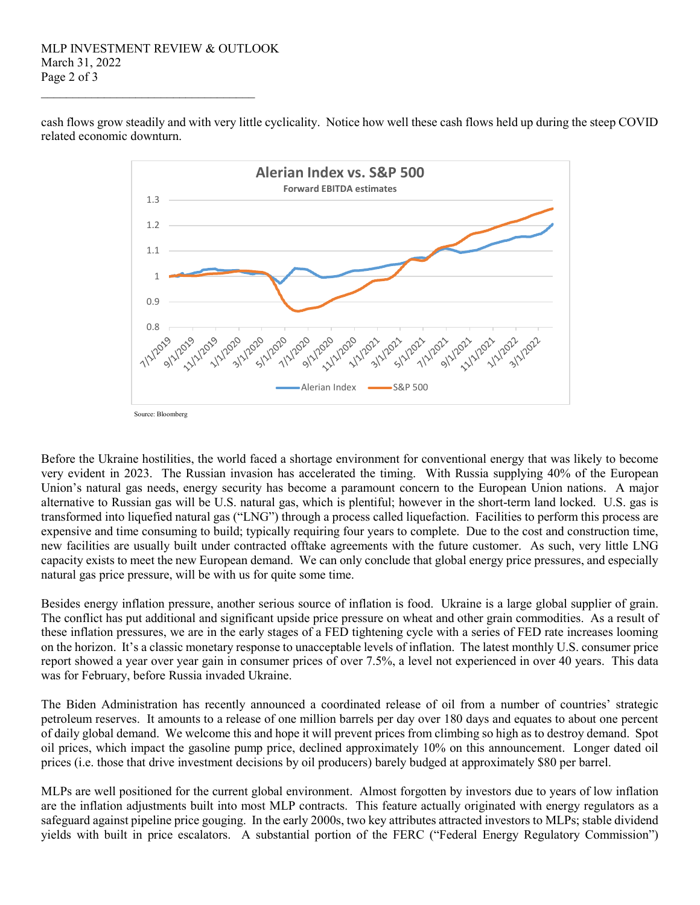cash flows grow steadily and with very little cyclicality. Notice how well these cash flows held up during the steep COVID related economic downturn.

**Alerian Index vs. S&P 500**

Forward EBITDA estimates

Source: Bloomberg

Before the Ukraine hostilities, the world faced a shortage environment for conventional energy that was likely to become very evident in 2023. The Russian invasion has accelerated the timing. With Russia supplying 40% of the European Union's natural gas needs, energy security has become a paramount concern to the European Union nations. A major alternative to Russian gas will be U.S. natural gas, which is plentiful; however in the short-term land locked. U.S. gas is transformed into liquefied natural gas ("LNG") through a process called liquefaction. Facilities to perform this process are expensive and time consuming to build; typically requiring four years to complete. Due to the cost and construction time, new facilities are usually built under contracted offtake agreements with the future customer. As such, very little LNG capacity exists to meet the new European demand. We can only conclude that global energy price pressures, and especially natural gas price pressure, will be with us for quite some time.

Besides energy inflation pressure, another serious source of inflation is food. Ukraine is a large global supplier of grain. The conflict has put additional and significant upside price pressure on wheat and other grain commodities. As a result of these inflation pressures, we are in the early stages of a FED tightening cycle with a series of FED rate increases looming on the horizon. It's a classic monetary response to unacceptable levels of inflation. The latest monthly U.S. consumer price report showed a year over year gain in consumer prices of over 7.5%, a level not experienced in over 40 years. This data was for February, before Russia invaded Ukraine.

The Biden Administration has recently announced a coordinated release of oil from a number of countries' strategic petroleum reserves. It amounts to a release of one million barrels per day over 180 days and equates to about one percent of daily global demand. We welcome this and hope it will prevent prices from climbing so high as to destroy demand. Spot oil prices, which impact the gasoline pump price, declined approximately 10% on this announcement. Longer dated oil prices (i.e. those that drive investment decisions by oil producers) barely budged at approximately $80 per barrel.

MLPs are well positioned for the current global environment. Almost forgotten by investors due to years of low inflation are the inflation adjustments built into most MLP contracts. This feature actually originated with energy regulators as a safeguard against pipeline price gouging. In the early 2000s, two key attributes attracted investors to MLPs; stable dividend yields with built in price escalators. A substantial portion of the FERC ("Federal Energy Regulatory Commission")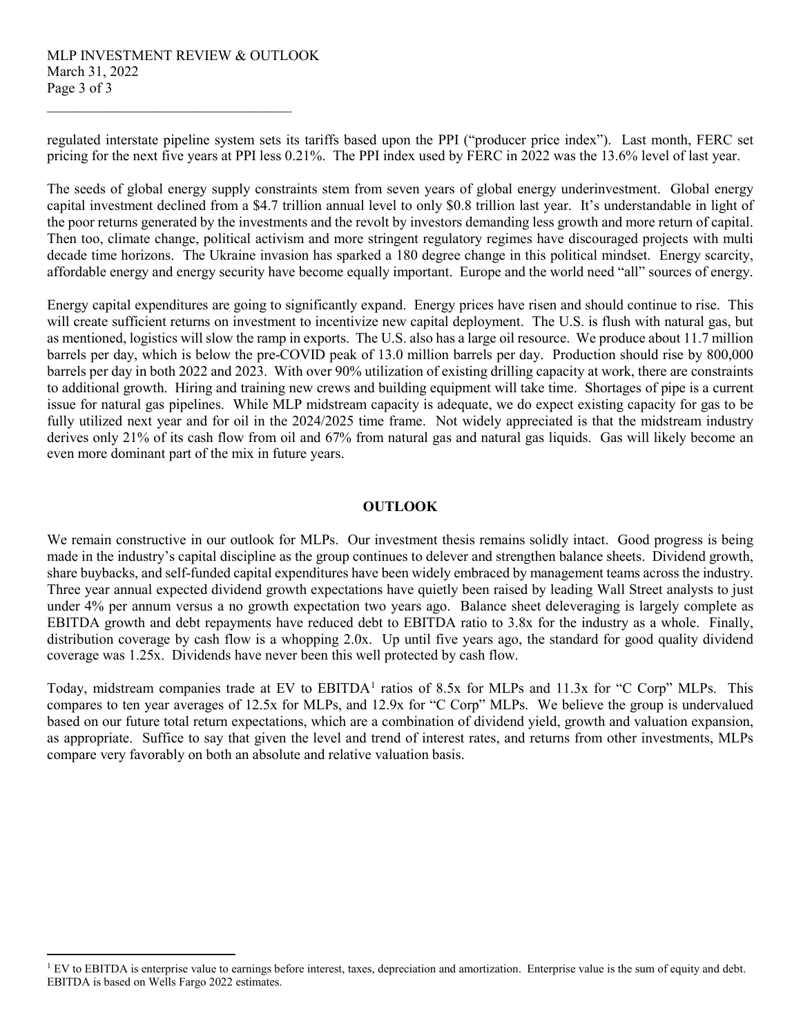regulated interstate pipeline system sets its tariffs based upon the PPI ("producer price index"). Last month, FERC set pricing for the next five years at PPI less 0.21%. The PPI index used by FERC in 2022 was the 13.6% level of last year.

The seeds of global energy supply constraints stem from seven years of global energy underinvestment. Global energy capital investment declined from a $4.7 trillion annual level to only $0.8 trillion last year. It's understandable in light of the poor returns generated by the investments and the revolt by investors demanding less growth and more return of capital. Then too, climate change, political activism and more stringent regulatory regimes have discouraged projects with multi decade time horizons. The Ukraine invasion has sparked a 180 degree change in this political mindset. Energy scarcity, affordable energy and energy security have become equally important. Europe and the world need "all" sources of energy.

Energy capital expenditures are going to significantly expand. Energy prices have risen and should continue to rise. This will create sufficient returns on investment to incentivize new capital deployment. The U.S. is flush with natural gas, but as mentioned, logistics will slow the ramp in exports. The U.S. also has a large oil resource. We produce about 11.7 million barrels per day, which is below the pre-COVID peak of 13.0 million barrels per day. Production should rise by 800,000 barrels per day in both 2022 and 2023. With over 90% utilization of existing drilling capacity at work, there are constraints to additional growth. Hiring and training new crews and building equipment will take time. Shortages of pipe is a current issue for natural gas pipelines. While MLP midstream capacity is adequate, we do expect existing capacity for gas to be fully utilized next year and for oil in the 2024/2025 time frame. Not widely appreciated is that the midstream industry derives only 21% of its cash flow from oil and 67% from natural gas and natural gas liquids. Gas will likely become an even more dominant part of the mix in future years.

## OUTLOOK

We remain constructive in our outlook for MLPs. Our investment thesis remains solidly intact. Good progress is being made in the industry's capital discipline as the group continues to delever and strengthen balance sheets. Dividend growth, share buybacks, and self-funded capital expenditures have been widely embraced by management teams across the industry. Three year annual expected dividend growth expectations have quietly been raised by leading Wall Street analysts to just under 4% per annum versus a no growth expectation two years ago. Balance sheet deleveraging is largely complete as EBITDA growth and debt repayments have reduced debt to EBITDA ratio to 3.8x for the industry as a whole. Finally, distribution coverage by cash flow is a whopping 2.0x. Up until five years ago, the standard for good quality dividend coverage was 1.25x. Dividends have never been this well protected by cash flow.

Today, midstream companies trade at EV to EBITDA[1] ratios of 8.5x for MLPs and 11.3x for "C Corp" MLPs. This compares to ten year averages of 12.5x for MLPs, and 12.9x for "C Corp" MLPs. We believe the group is undervalued based on our future total return expectations, which are a combination of dividend yield, growth and valuation expansion, as appropriate. Suffice to say that given the level and trend of interest rates, and returns from other investments, MLPs compare very favorably on both an absolute and relative valuation basis.

[1] EV to EBITDA is enterprise value to earnings before interest, taxes, depreciation and amortization. Enterprise value is the sum of equity and debt. EBITDA is based on Wells Fargo 2022 estimates.